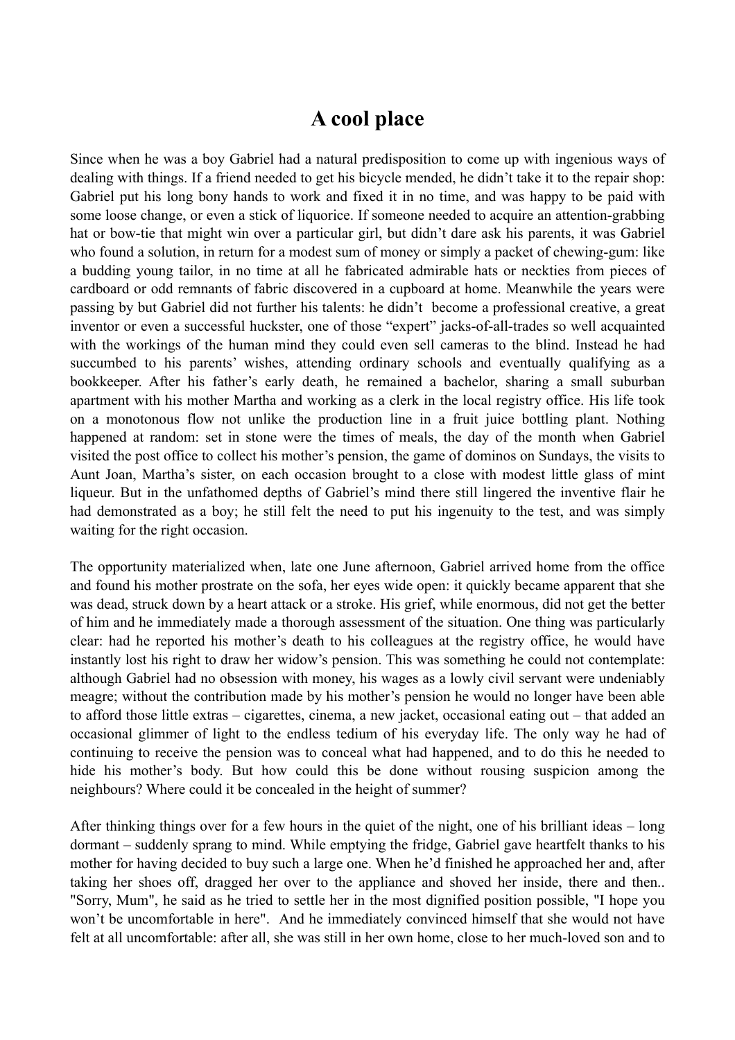# A cool place

Since when he was a boy Gabriel had a natural predisposition to come up with ingenious ways of dealing with things. If a friend needed to get his bicycle mended, he didn't take it to the repair shop: Gabriel put his long bony hands to work and fixed it in no time, and was happy to be paid with some loose change, or even a stick of liquorice. If someone needed to acquire an attention-grabbing hat or bow-tie that might win over a particular girl, but didn't dare ask his parents, it was Gabriel who found a solution, in return for a modest sum of money or simply a packet of chewing-gum: like a budding young tailor, in no time at all he fabricated admirable hats or neckties from pieces of cardboard or odd remnants of fabric discovered in a cupboard at home. Meanwhile the years were passing by but Gabriel did not further his talents: he didn't become a professional creative, a great inventor or even a successful huckster, one of those "expert" jacks-of-all-trades so well acquainted with the workings of the human mind they could even sell cameras to the blind. Instead he had succumbed to his parents' wishes, attending ordinary schools and eventually qualifying as a bookkeeper. After his father's early death, he remained a bachelor, sharing a small suburban apartment with his mother Martha and working as a clerk in the local registry office. His life took on a monotonous flow not unlike the production line in a fruit juice bottling plant. Nothing happened at random: set in stone were the times of meals, the day of the month when Gabriel visited the post office to collect his mother's pension, the game of dominos on Sundays, the visits to Aunt Joan, Martha's sister, on each occasion brought to a close with modest little glass of mint liqueur. But in the unfathomed depths of Gabriel's mind there still lingered the inventive flair he had demonstrated as a boy; he still felt the need to put his ingenuity to the test, and was simply waiting for the right occasion.

The opportunity materialized when, late one June afternoon, Gabriel arrived home from the office and found his mother prostrate on the sofa, her eyes wide open: it quickly became apparent that she was dead, struck down by a heart attack or a stroke. His grief, while enormous, did not get the better of him and he immediately made a thorough assessment of the situation. One thing was particularly clear: had he reported his mother's death to his colleagues at the registry office, he would have instantly lost his right to draw her widow's pension. This was something he could not contemplate: although Gabriel had no obsession with money, his wages as a lowly civil servant were undeniably meagre; without the contribution made by his mother's pension he would no longer have been able to afford those little extras – cigarettes, cinema, a new jacket, occasional eating out – that added an occasional glimmer of light to the endless tedium of his everyday life. The only way he had of continuing to receive the pension was to conceal what had happened, and to do this he needed to hide his mother's body. But how could this be done without rousing suspicion among the neighbours? Where could it be concealed in the height of summer?

After thinking things over for a few hours in the quiet of the night, one of his brilliant ideas – long dormant – suddenly sprang to mind. While emptying the fridge, Gabriel gave heartfelt thanks to his mother for having decided to buy such a large one. When he'd finished he approached her and, after taking her shoes off, dragged her over to the appliance and shoved her inside, there and then.. "Sorry, Mum", he said as he tried to settle her in the most dignified position possible, "I hope you won't be uncomfortable in here". And he immediately convinced himself that she would not have felt at all uncomfortable: after all, she was still in her own home, close to her much-loved son and to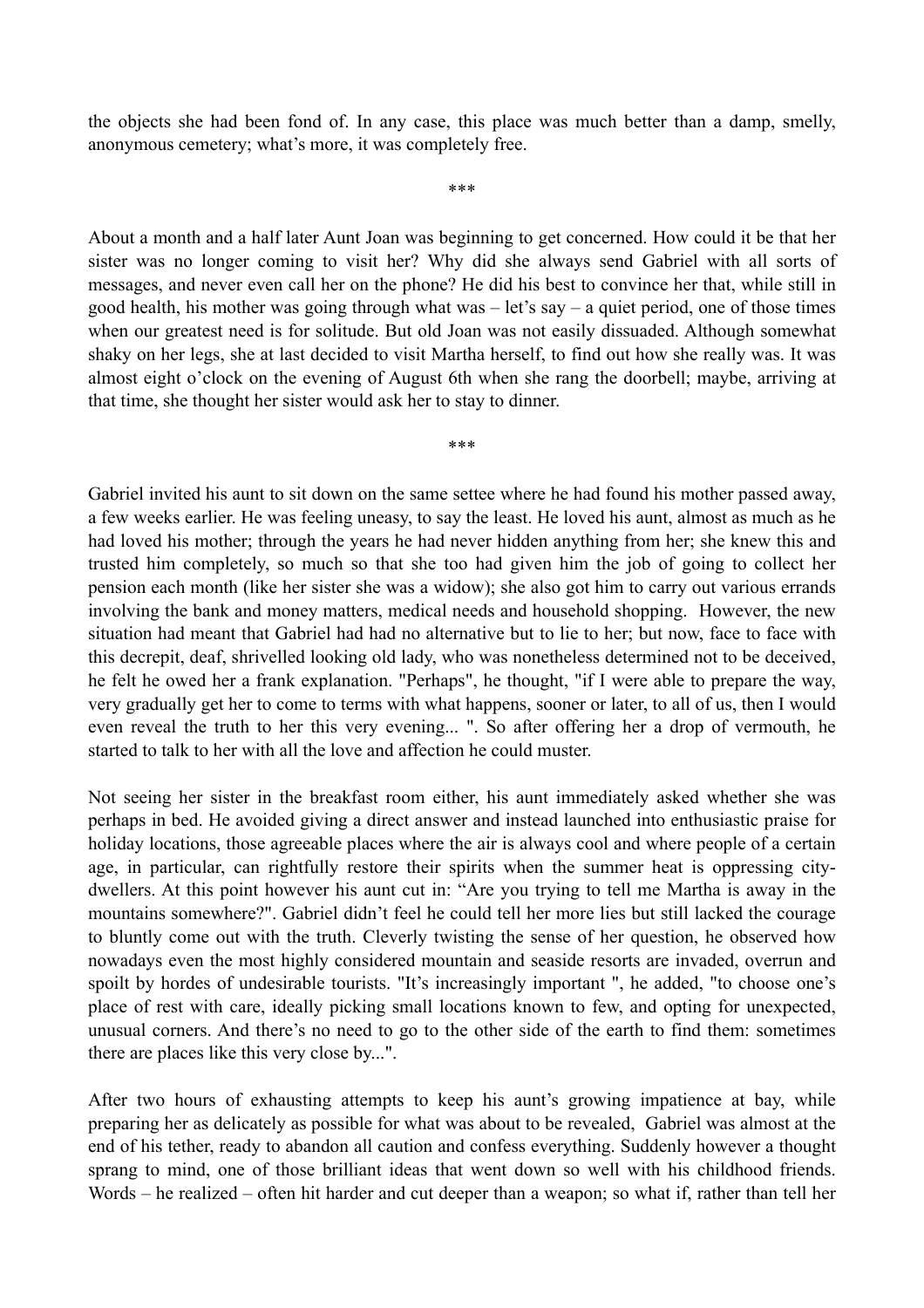the objects she had been fond of. In any case, this place was much better than a damp, smelly, anonymous cemetery; what's more, it was completely free.

***

About a month and a half later Aunt Joan was beginning to get concerned. How could it be that her sister was no longer coming to visit her? Why did she always send Gabriel with all sorts of messages, and never even call her on the phone? He did his best to convince her that, while still in good health, his mother was going through what was – let's say – a quiet period, one of those times when our greatest need is for solitude. But old Joan was not easily dissuaded. Although somewhat shaky on her legs, she at last decided to visit Martha herself, to find out how she really was. It was almost eight o'clock on the evening of August 6th when she rang the doorbell; maybe, arriving at that time, she thought her sister would ask her to stay to dinner.

***

Gabriel invited his aunt to sit down on the same settee where he had found his mother passed away, a few weeks earlier. He was feeling uneasy, to say the least. He loved his aunt, almost as much as he had loved his mother; through the years he had never hidden anything from her; she knew this and trusted him completely, so much so that she too had given him the job of going to collect her pension each month (like her sister she was a widow); she also got him to carry out various errands involving the bank and money matters, medical needs and household shopping. However, the new situation had meant that Gabriel had had no alternative but to lie to her; but now, face to face with this decrepit, deaf, shrivelled looking old lady, who was nonetheless determined not to be deceived, he felt he owed her a frank explanation. "Perhaps", he thought, "if I were able to prepare the way, very gradually get her to come to terms with what happens, sooner or later, to all of us, then I would even reveal the truth to her this very evening... ". So after offering her a drop of vermouth, he started to talk to her with all the love and affection he could muster.

Not seeing her sister in the breakfast room either, his aunt immediately asked whether she was perhaps in bed. He avoided giving a direct answer and instead launched into enthusiastic praise for holiday locations, those agreeable places where the air is always cool and where people of a certain age, in particular, can rightfully restore their spirits when the summer heat is oppressing city-dwellers. At this point however his aunt cut in: "Are you trying to tell me Martha is away in the mountains somewhere?". Gabriel didn't feel he could tell her more lies but still lacked the courage to bluntly come out with the truth. Cleverly twisting the sense of her question, he observed how nowadays even the most highly considered mountain and seaside resorts are invaded, overrun and spoilt by hordes of undesirable tourists. "It's increasingly important ", he added, "to choose one's place of rest with care, ideally picking small locations known to few, and opting for unexpected, unusual corners. And there's no need to go to the other side of the earth to find them: sometimes there are places like this very close by...".

After two hours of exhausting attempts to keep his aunt's growing impatience at bay, while preparing her as delicately as possible for what was about to be revealed, Gabriel was almost at the end of his tether, ready to abandon all caution and confess everything. Suddenly however a thought sprang to mind, one of those brilliant ideas that went down so well with his childhood friends. Words – he realized – often hit harder and cut deeper than a weapon; so what if, rather than tell her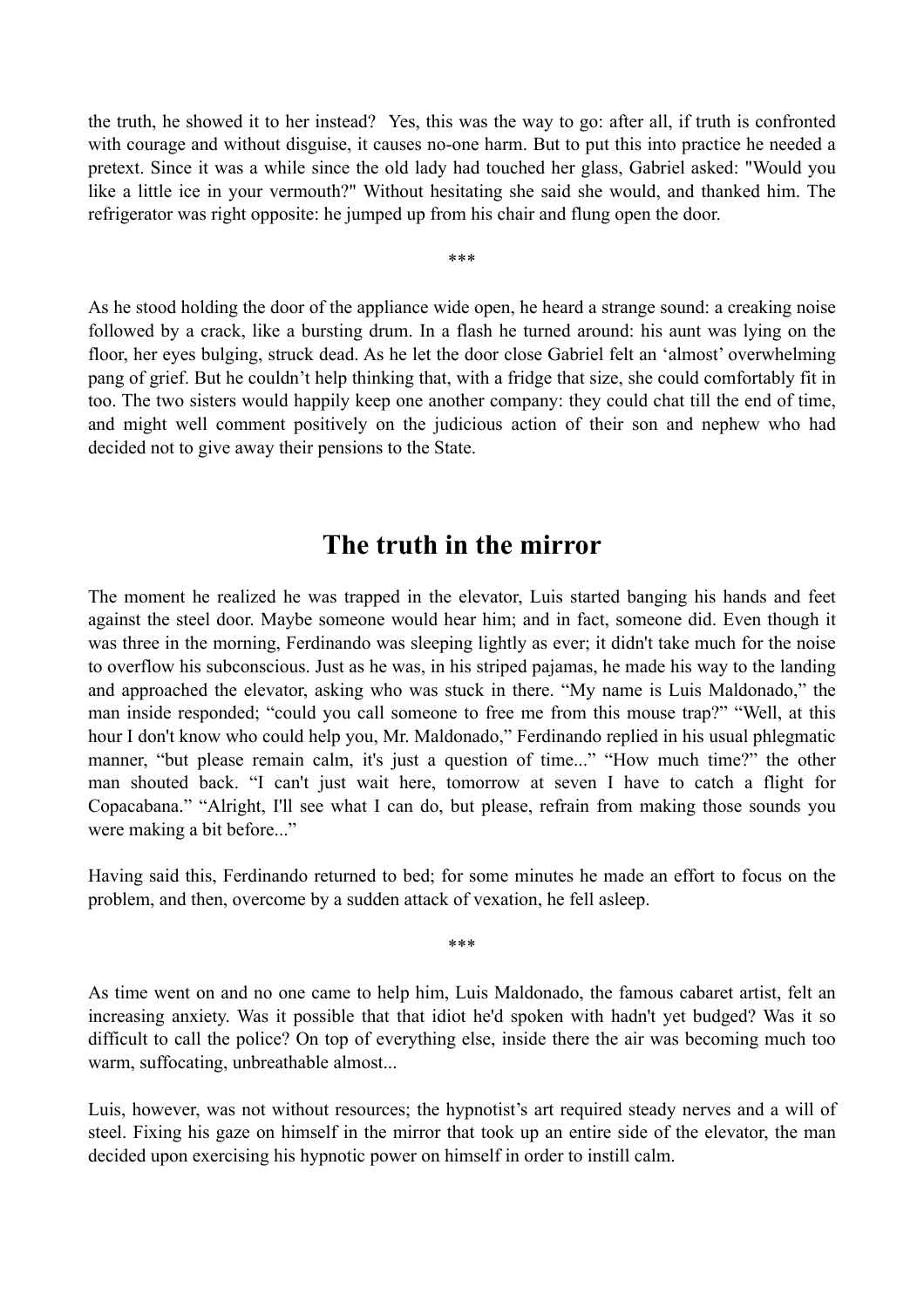the truth, he showed it to her instead?  Yes, this was the way to go: after all, if truth is confronted with courage and without disguise, it causes no-one harm. But to put this into practice he needed a pretext. Since it was a while since the old lady had touched her glass, Gabriel asked: "Would you like a little ice in your vermouth?" Without hesitating she said she would, and thanked him. The refrigerator was right opposite: he jumped up from his chair and flung open the door.

***

As he stood holding the door of the appliance wide open, he heard a strange sound: a creaking noise followed by a crack, like a bursting drum. In a flash he turned around: his aunt was lying on the floor, her eyes bulging, struck dead. As he let the door close Gabriel felt an 'almost' overwhelming pang of grief. But he couldn't help thinking that, with a fridge that size, she could comfortably fit in too. The two sisters would happily keep one another company: they could chat till the end of time, and might well comment positively on the judicious action of their son and nephew who had decided not to give away their pensions to the State.

## The truth in the mirror

The moment he realized he was trapped in the elevator, Luis started banging his hands and feet against the steel door. Maybe someone would hear him; and in fact, someone did. Even though it was three in the morning, Ferdinando was sleeping lightly as ever; it didn't take much for the noise to overflow his subconscious. Just as he was, in his striped pajamas, he made his way to the landing and approached the elevator, asking who was stuck in there. "My name is Luis Maldonado," the man inside responded; "could you call someone to free me from this mouse trap?" "Well, at this hour I don't know who could help you, Mr. Maldonado," Ferdinando replied in his usual phlegmatic manner, "but please remain calm, it's just a question of time..." "How much time?" the other man shouted back. "I can't just wait here, tomorrow at seven I have to catch a flight for Copacabana." "Alright, I'll see what I can do, but please, refrain from making those sounds you were making a bit before..."

Having said this, Ferdinando returned to bed; for some minutes he made an effort to focus on the problem, and then, overcome by a sudden attack of vexation, he fell asleep.

***

As time went on and no one came to help him, Luis Maldonado, the famous cabaret artist, felt an increasing anxiety. Was it possible that that idiot he'd spoken with hadn't yet budged? Was it so difficult to call the police? On top of everything else, inside there the air was becoming much too warm, suffocating, unbreathable almost...

Luis, however, was not without resources; the hypnotist's art required steady nerves and a will of steel. Fixing his gaze on himself in the mirror that took up an entire side of the elevator, the man decided upon exercising his hypnotic power on himself in order to instill calm.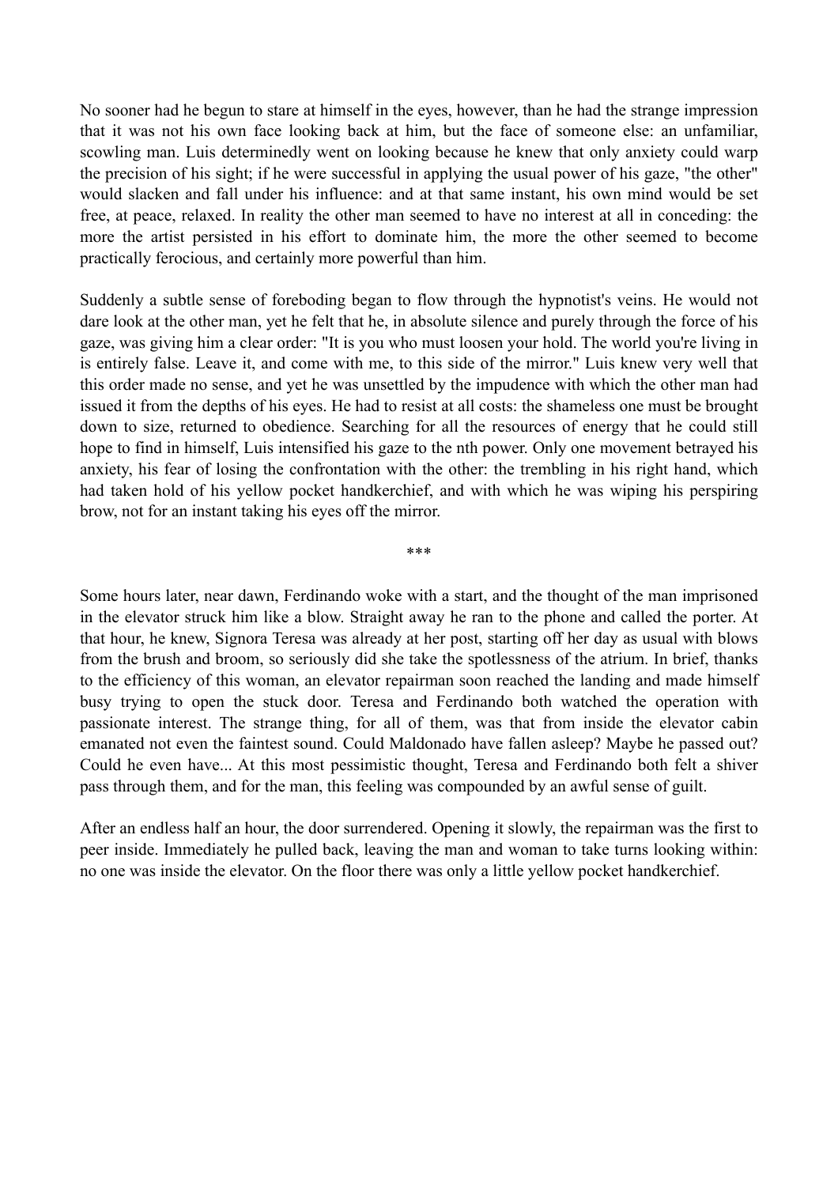No sooner had he begun to stare at himself in the eyes, however, than he had the strange impression that it was not his own face looking back at him, but the face of someone else: an unfamiliar, scowling man. Luis determinedly went on looking because he knew that only anxiety could warp the precision of his sight; if he were successful in applying the usual power of his gaze, "the other" would slacken and fall under his influence: and at that same instant, his own mind would be set free, at peace, relaxed. In reality the other man seemed to have no interest at all in conceding: the more the artist persisted in his effort to dominate him, the more the other seemed to become practically ferocious, and certainly more powerful than him.

Suddenly a subtle sense of foreboding began to flow through the hypnotist's veins. He would not dare look at the other man, yet he felt that he, in absolute silence and purely through the force of his gaze, was giving him a clear order: "It is you who must loosen your hold. The world you're living in is entirely false. Leave it, and come with me, to this side of the mirror." Luis knew very well that this order made no sense, and yet he was unsettled by the impudence with which the other man had issued it from the depths of his eyes. He had to resist at all costs: the shameless one must be brought down to size, returned to obedience. Searching for all the resources of energy that he could still hope to find in himself, Luis intensified his gaze to the nth power. Only one movement betrayed his anxiety, his fear of losing the confrontation with the other: the trembling in his right hand, which had taken hold of his yellow pocket handkerchief, and with which he was wiping his perspiring brow, not for an instant taking his eyes off the mirror.

\*\*\*

Some hours later, near dawn, Ferdinando woke with a start, and the thought of the man imprisoned in the elevator struck him like a blow. Straight away he ran to the phone and called the porter. At that hour, he knew, Signora Teresa was already at her post, starting off her day as usual with blows from the brush and broom, so seriously did she take the spotlessness of the atrium. In brief, thanks to the efficiency of this woman, an elevator repairman soon reached the landing and made himself busy trying to open the stuck door. Teresa and Ferdinando both watched the operation with passionate interest. The strange thing, for all of them, was that from inside the elevator cabin emanated not even the faintest sound. Could Maldonado have fallen asleep? Maybe he passed out? Could he even have... At this most pessimistic thought, Teresa and Ferdinando both felt a shiver pass through them, and for the man, this feeling was compounded by an awful sense of guilt.

After an endless half an hour, the door surrendered. Opening it slowly, the repairman was the first to peer inside. Immediately he pulled back, leaving the man and woman to take turns looking within: no one was inside the elevator. On the floor there was only a little yellow pocket handkerchief.